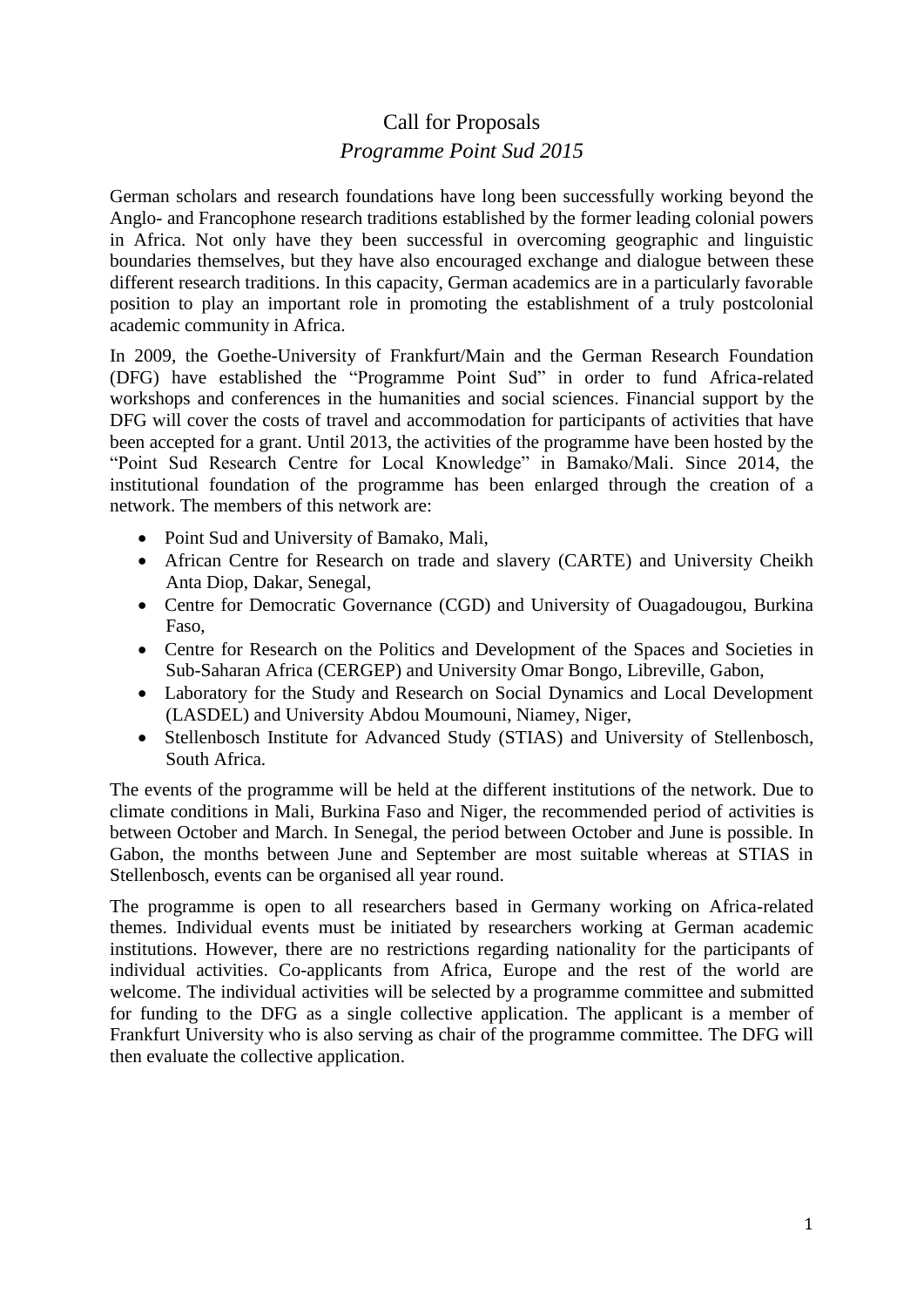# Call for Proposals

## *Programme Point Sud 2015*

German scholars and research foundations have long been successfully working beyond the Anglo- and Francophone research traditions established by the former leading colonial powers in Africa. Not only have they been successful in overcoming geographic and linguistic boundaries themselves, but they have also encouraged exchange and dialogue between these different research traditions. In this capacity, German academics are in a particularly favorable position to play an important role in promoting the establishment of a truly postcolonial academic community in Africa.

In 2009, the Goethe-University of Frankfurt/Main and the German Research Foundation (DFG) have established the "Programme Point Sud" in order to fund Africa-related workshops and conferences in the humanities and social sciences. Financial support by the DFG will cover the costs of travel and accommodation for participants of activities that have been accepted for a grant. Until 2013, the activities of the programme have been hosted by the "Point Sud Research Centre for Local Knowledge" in Bamako/Mali. Since 2014, the institutional foundation of the programme has been enlarged through the creation of a network. The members of this network are:

- Point Sud and University of Bamako, Mali,
- African Centre for Research on trade and slavery (CARTE) and University Cheikh Anta Diop, Dakar, Senegal,
- Centre for Democratic Governance (CGD) and University of Ouagadougou, Burkina Faso,
- Centre for Research on the Politics and Development of the Spaces and Societies in Sub-Saharan Africa (CERGEP) and University Omar Bongo, Libreville, Gabon,
- Laboratory for the Study and Research on Social Dynamics and Local Development (LASDEL) and University Abdou Moumouni, Niamey, Niger,
- Stellenbosch Institute for Advanced Study (STIAS) and University of Stellenbosch, South Africa.

The events of the programme will be held at the different institutions of the network. Due to climate conditions in Mali, Burkina Faso and Niger, the recommended period of activities is between October and March. In Senegal, the period between October and June is possible. In Gabon, the months between June and September are most suitable whereas at STIAS in Stellenbosch, events can be organised all year round.

The programme is open to all researchers based in Germany working on Africa-related themes. Individual events must be initiated by researchers working at German academic institutions. However, there are no restrictions regarding nationality for the participants of individual activities. Co-applicants from Africa, Europe and the rest of the world are welcome. The individual activities will be selected by a programme committee and submitted for funding to the DFG as a single collective application. The applicant is a member of Frankfurt University who is also serving as chair of the programme committee. The DFG will then evaluate the collective application.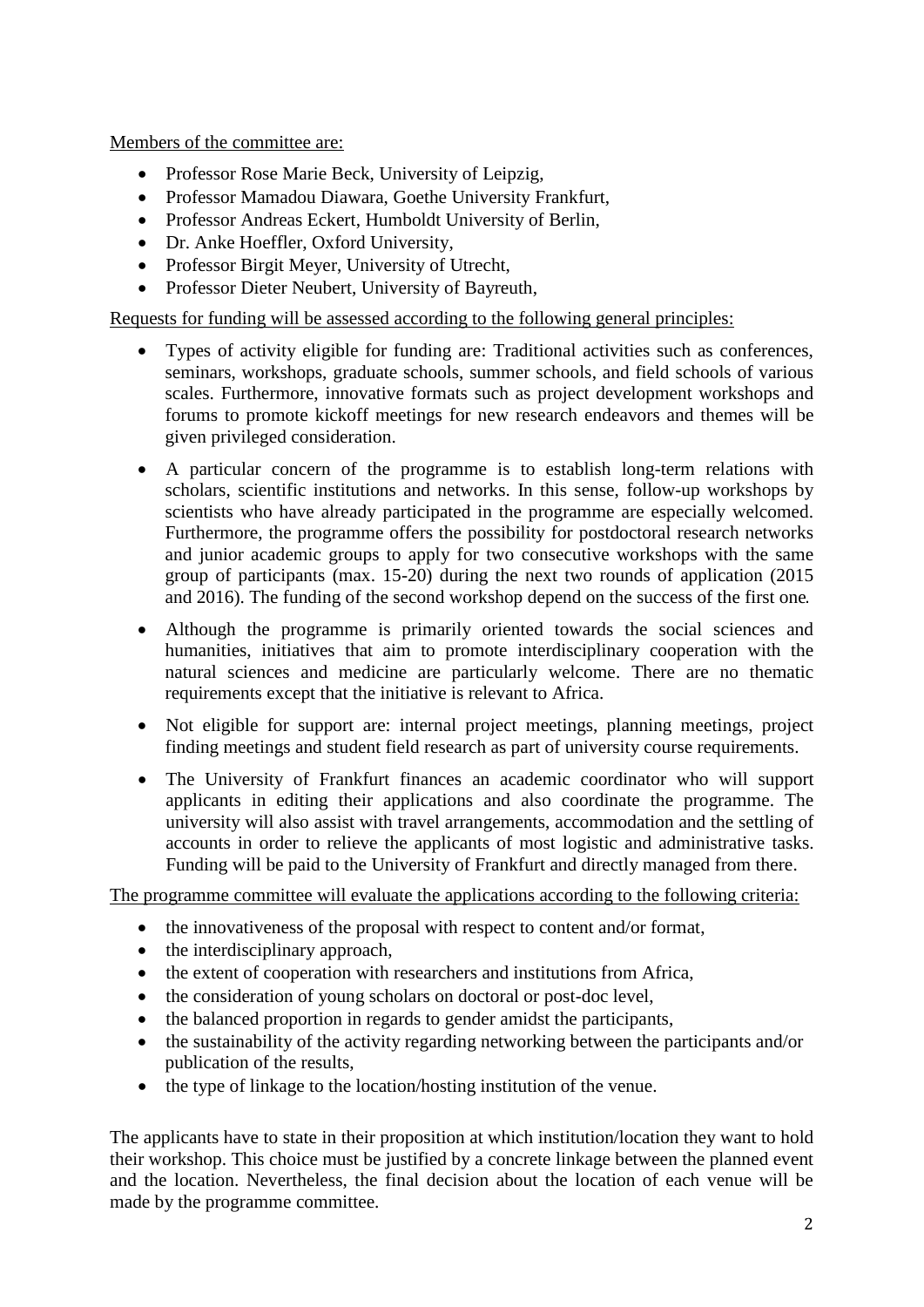Members of the committee are:

- Professor Rose Marie Beck, University of Leipzig,
- Professor Mamadou Diawara, Goethe University Frankfurt,
- Professor Andreas Eckert, Humboldt University of Berlin,
- Dr. Anke Hoeffler, Oxford University,
- Professor Birgit Meyer, University of Utrecht,
- Professor Dieter Neubert, University of Bayreuth,

Requests for funding will be assessed according to the following general principles:

- Types of activity eligible for funding are: Traditional activities such as conferences, seminars, workshops, graduate schools, summer schools, and field schools of various scales. Furthermore, innovative formats such as project development workshops and forums to promote kickoff meetings for new research endeavors and themes will be given privileged consideration.

- A particular concern of the programme is to establish long-term relations with scholars, scientific institutions and networks. In this sense, follow-up workshops by scientists who have already participated in the programme are especially welcomed. Furthermore, the programme offers the possibility for postdoctoral research networks and junior academic groups to apply for two consecutive workshops with the same group of participants (max. 15-20) during the next two rounds of application (2015 and 2016). The funding of the second workshop depend on the success of the first one.

- Although the programme is primarily oriented towards the social sciences and humanities, initiatives that aim to promote interdisciplinary cooperation with the natural sciences and medicine are particularly welcome. There are no thematic requirements except that the initiative is relevant to Africa.

- Not eligible for support are: internal project meetings, planning meetings, project finding meetings and student field research as part of university course requirements.

- The University of Frankfurt finances an academic coordinator who will support applicants in editing their applications and also coordinate the programme. The university will also assist with travel arrangements, accommodation and the settling of accounts in order to relieve the applicants of most logistic and administrative tasks. Funding will be paid to the University of Frankfurt and directly managed from there.

The programme committee will evaluate the applications according to the following criteria:

- the innovativeness of the proposal with respect to content and/or format,
- the interdisciplinary approach,
- the extent of cooperation with researchers and institutions from Africa,
- the consideration of young scholars on doctoral or post-doc level,
- the balanced proportion in regards to gender amidst the participants,
- the sustainability of the activity regarding networking between the participants and/or publication of the results,
- the type of linkage to the location/hosting institution of the venue.

The applicants have to state in their proposition at which institution/location they want to hold their workshop. This choice must be justified by a concrete linkage between the planned event and the location. Nevertheless, the final decision about the location of each venue will be made by the programme committee.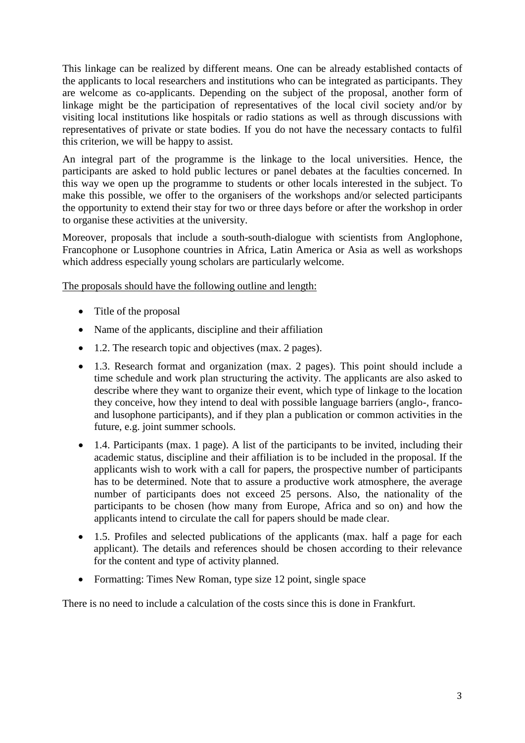This linkage can be realized by different means. One can be already established contacts of the applicants to local researchers and institutions who can be integrated as participants. They are welcome as co-applicants. Depending on the subject of the proposal, another form of linkage might be the participation of representatives of the local civil society and/or by visiting local institutions like hospitals or radio stations as well as through discussions with representatives of private or state bodies. If you do not have the necessary contacts to fulfil this criterion, we will be happy to assist.

An integral part of the programme is the linkage to the local universities. Hence, the participants are asked to hold public lectures or panel debates at the faculties concerned. In this way we open up the programme to students or other locals interested in the subject. To make this possible, we offer to the organisers of the workshops and/or selected participants the opportunity to extend their stay for two or three days before or after the workshop in order to organise these activities at the university.

Moreover, proposals that include a south-south-dialogue with scientists from Anglophone, Francophone or Lusophone countries in Africa, Latin America or Asia as well as workshops which address especially young scholars are particularly welcome.

<u>The proposals should have the following outline and length:</u>

- Title of the proposal
- Name of the applicants, discipline and their affiliation
- 1.2. The research topic and objectives (max. 2 pages).
- 1.3. Research format and organization (max. 2 pages). This point should include a time schedule and work plan structuring the activity. The applicants are also asked to describe where they want to organize their event, which type of linkage to the location they conceive, how they intend to deal with possible language barriers (anglo-, franco- and lusophone participants), and if they plan a publication or common activities in the future, e.g. joint summer schools.
- 1.4. Participants (max. 1 page). A list of the participants to be invited, including their academic status, discipline and their affiliation is to be included in the proposal. If the applicants wish to work with a call for papers, the prospective number of participants has to be determined. Note that to assure a productive work atmosphere, the average number of participants does not exceed 25 persons. Also, the nationality of the participants to be chosen (how many from Europe, Africa and so on) and how the applicants intend to circulate the call for papers should be made clear.
- 1.5. Profiles and selected publications of the applicants (max. half a page for each applicant). The details and references should be chosen according to their relevance for the content and type of activity planned.
- Formatting: Times New Roman, type size 12 point, single space

There is no need to include a calculation of the costs since this is done in Frankfurt.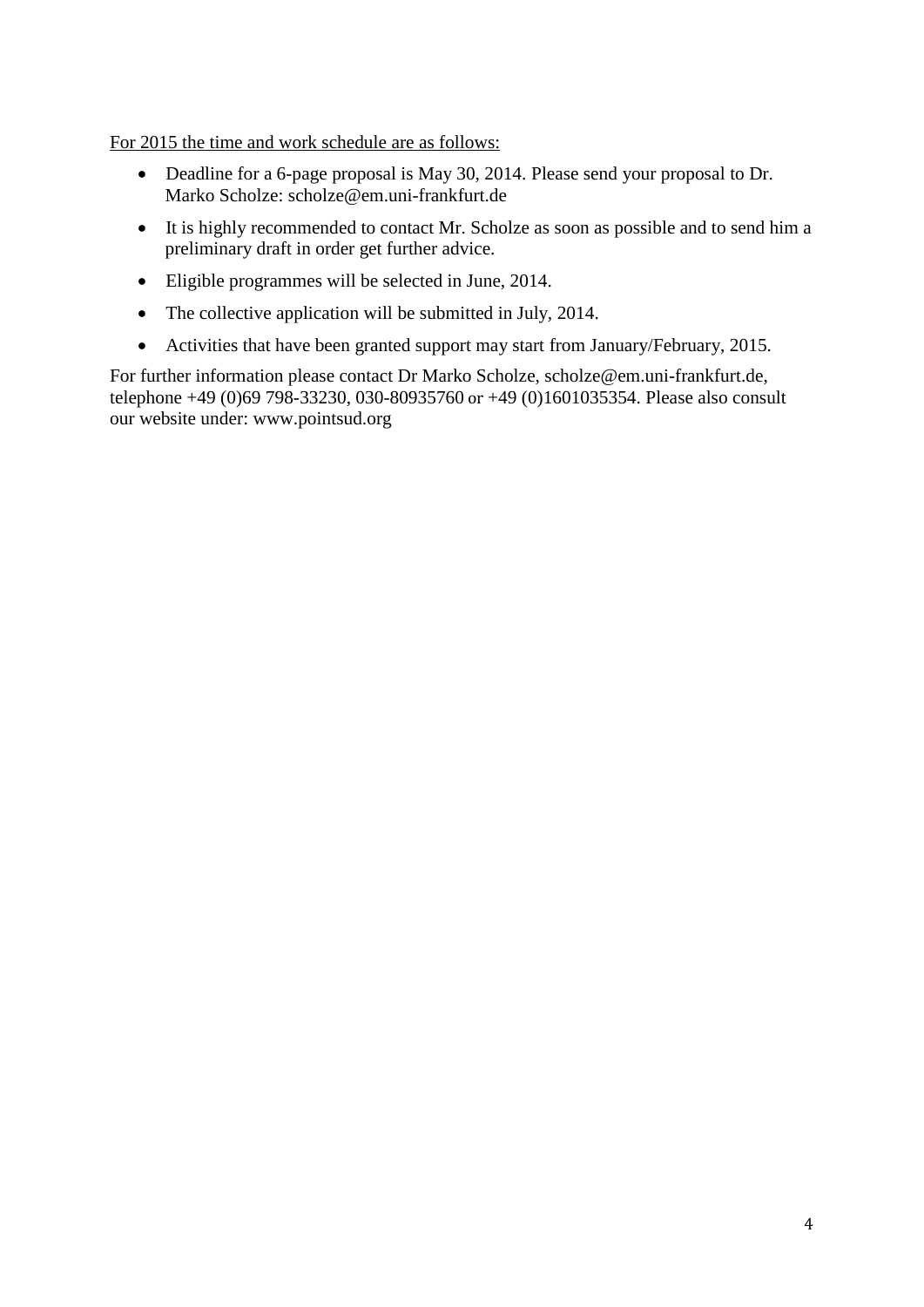<u>For 2015 the time and work schedule are as follows:</u>

- Deadline for a 6-page proposal is May 30, 2014. Please send your proposal to Dr. Marko Scholze: scholze@em.uni-frankfurt.de
- It is highly recommended to contact Mr. Scholze as soon as possible and to send him a preliminary draft in order get further advice.
- Eligible programmes will be selected in June, 2014.
- The collective application will be submitted in July, 2014.
- Activities that have been granted support may start from January/February, 2015.

For further information please contact Dr Marko Scholze, scholze@em.uni-frankfurt.de, telephone +49 (0)69 798-33230, 030-80935760 or +49 (0)1601035354. Please also consult our website under: www.pointsud.org